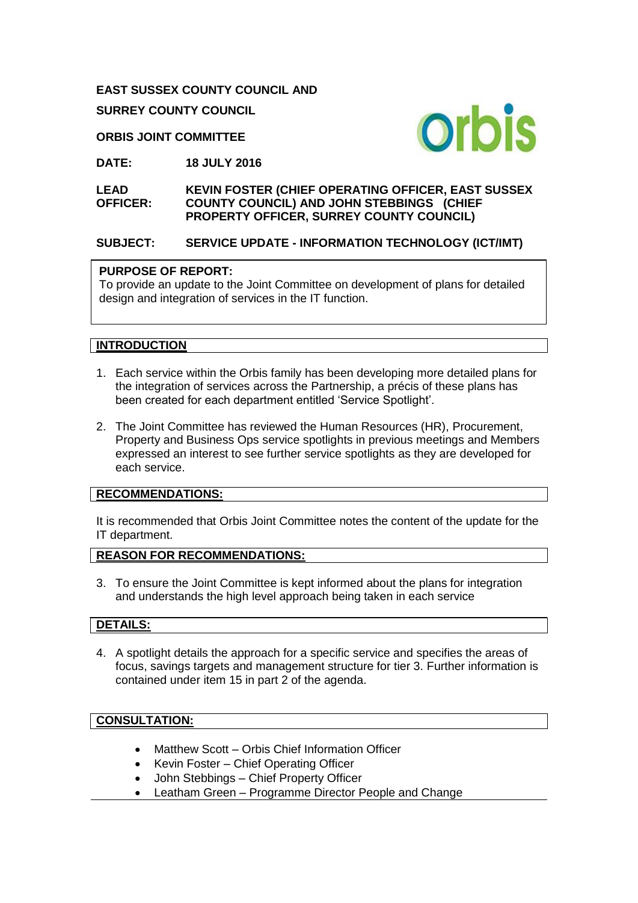**EAST SUSSEX COUNTY COUNCIL AND**

**SURREY COUNTY COUNCIL**

**ORBIS JOINT COMMITTEE**

**DATE:** **18 JULY 2016**

**LEAD OFFICER:** **KEVIN FOSTER (CHIEF OPERATING OFFICER, EAST SUSSEX COUNTY COUNCIL) AND JOHN STEBBINGS (CHIEF PROPERTY OFFICER, SURREY COUNTY COUNCIL)**

**SUBJECT:** **SERVICE UPDATE - INFORMATION TECHNOLOGY (ICT/IMT)**

**PURPOSE OF REPORT:**
To provide an update to the Joint Committee on development of plans for detailed design and integration of services in the IT function.

## INTRODUCTION

1. Each service within the Orbis family has been developing more detailed plans for the integration of services across the Partnership, a précis of these plans has been created for each department entitled 'Service Spotlight'.

2. The Joint Committee has reviewed the Human Resources (HR), Procurement, Property and Business Ops service spotlights in previous meetings and Members expressed an interest to see further service spotlights as they are developed for each service.

## RECOMMENDATIONS:

It is recommended that Orbis Joint Committee notes the content of the update for the IT department.

## REASON FOR RECOMMENDATIONS:

3. To ensure the Joint Committee is kept informed about the plans for integration and understands the high level approach being taken in each service

## DETAILS:

4. A spotlight details the approach for a specific service and specifies the areas of focus, savings targets and management structure for tier 3. Further information is contained under item 15 in part 2 of the agenda.

## CONSULTATION:

- Matthew Scott – Orbis Chief Information Officer
- Kevin Foster – Chief Operating Officer
- John Stebbings – Chief Property Officer
- Leatham Green – Programme Director People and Change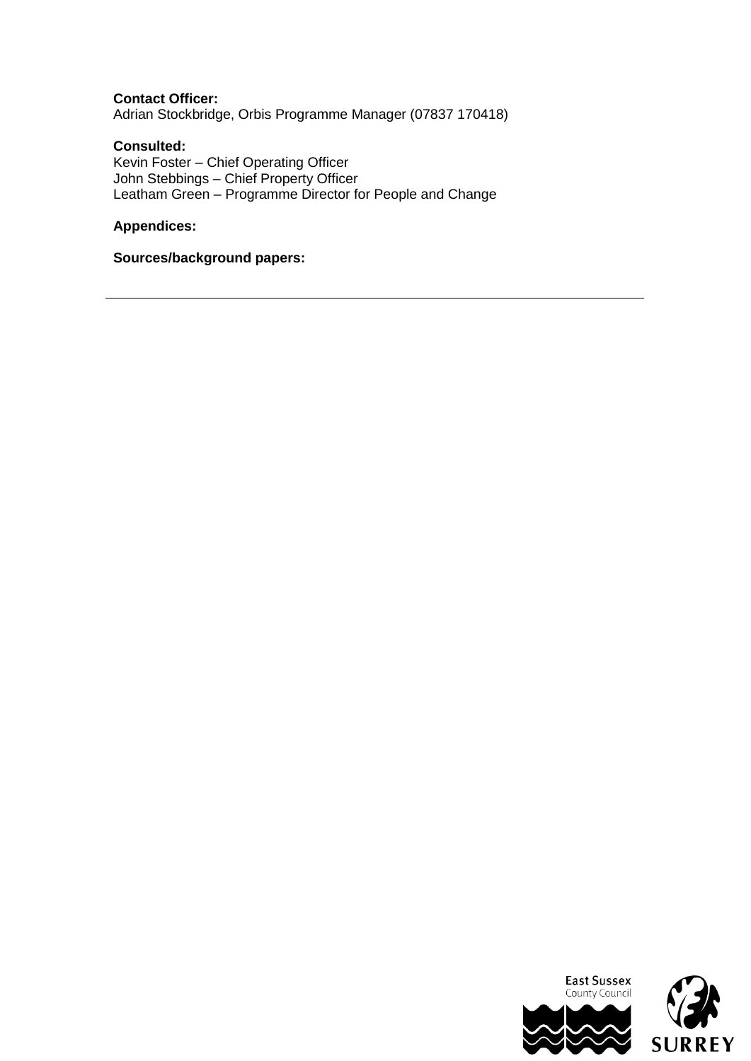**Contact Officer:**
Adrian Stockbridge, Orbis Programme Manager (07837 170418)

**Consulted:**
Kevin Foster – Chief Operating Officer
John Stebbings – Chief Property Officer
Leatham Green – Programme Director for People and Change

**Appendices:**

**Sources/background papers:**

---